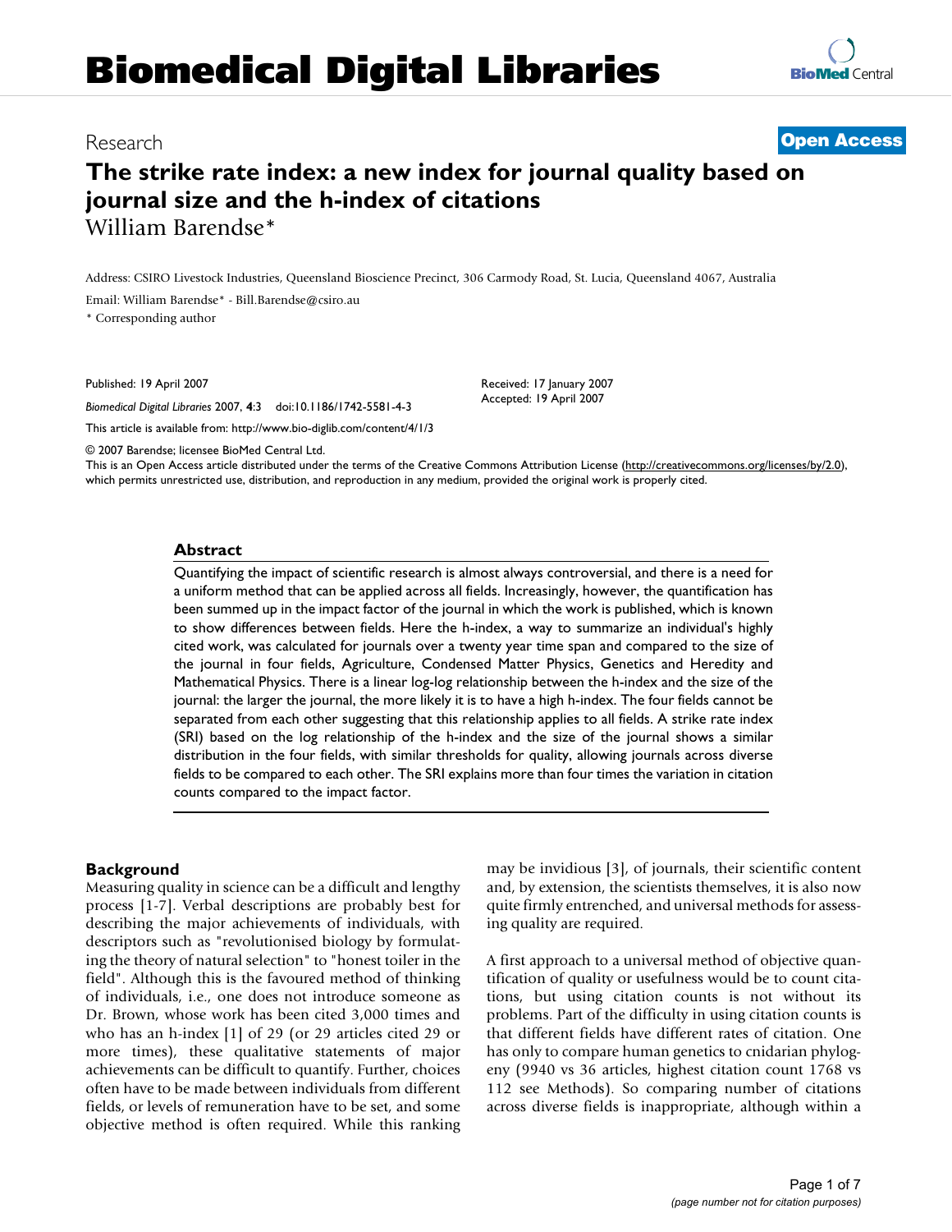# The strike rate index: a new index for journal quality based on journal size and the h-index of citations

William Barendse*

Address: CSIRO Livestock Industries, Queensland Bioscience Precinct, 306 Carmody Road, St. Lucia, Queensland 4067, Australia

Email: William Barendse* - Bill.Barendse@csiro.au

* Corresponding author

Published: 19 April 2007

*Biomedical Digital Libraries* 2007, **4**:3 doi:10.1186/1742-5581-4-3

Received: 17 January 2007
Accepted: 19 April 2007

This article is available from: http://www.bio-diglib.com/content/4/1/3

© 2007 Barendse; licensee BioMed Central Ltd.
This is an Open Access article distributed under the terms of the Creative Commons Attribution License (http://creativecommons.org/licenses/by/2.0), which permits unrestricted use, distribution, and reproduction in any medium, provided the original work is properly cited.

## Abstract

Quantifying the impact of scientific research is almost always controversial, and there is a need for a uniform method that can be applied across all fields. Increasingly, however, the quantification has been summed up in the impact factor of the journal in which the work is published, which is known to show differences between fields. Here the h-index, a way to summarize an individual's highly cited work, was calculated for journals over a twenty year time span and compared to the size of the journal in four fields, Agriculture, Condensed Matter Physics, Genetics and Heredity and Mathematical Physics. There is a linear log-log relationship between the h-index and the size of the journal: the larger the journal, the more likely it is to have a high h-index. The four fields cannot be separated from each other suggesting that this relationship applies to all fields. A strike rate index (SRI) based on the log relationship of the h-index and the size of the journal shows a similar distribution in the four fields, with similar thresholds for quality, allowing journals across diverse fields to be compared to each other. The SRI explains more than four times the variation in citation counts compared to the impact factor.

## Background

Measuring quality in science can be a difficult and lengthy process [1-7]. Verbal descriptions are probably best for describing the major achievements of individuals, with descriptors such as "revolutionised biology by formulating the theory of natural selection" to "honest toiler in the field". Although this is the favoured method of thinking of individuals, i.e., one does not introduce someone as Dr. Brown, whose work has been cited 3,000 times and who has an h-index [1] of 29 (or 29 articles cited 29 or more times), these qualitative statements of major achievements can be difficult to quantify. Further, choices often have to be made between individuals from different fields, or levels of remuneration have to be set, and some objective method is often required. While this ranking may be invidious [3], of journals, their scientific content and, by extension, the scientists themselves, it is also now quite firmly entrenched, and universal methods for assessing quality are required.

A first approach to a universal method of objective quantification of quality or usefulness would be to count citations, but using citation counts is not without its problems. Part of the difficulty in using citation counts is that different fields have different rates of citation. One has only to compare human genetics to cnidarian phylogeny (9940 vs 36 articles, highest citation count 1768 vs 112 see Methods). So comparing number of citations across diverse fields is inappropriate, although within a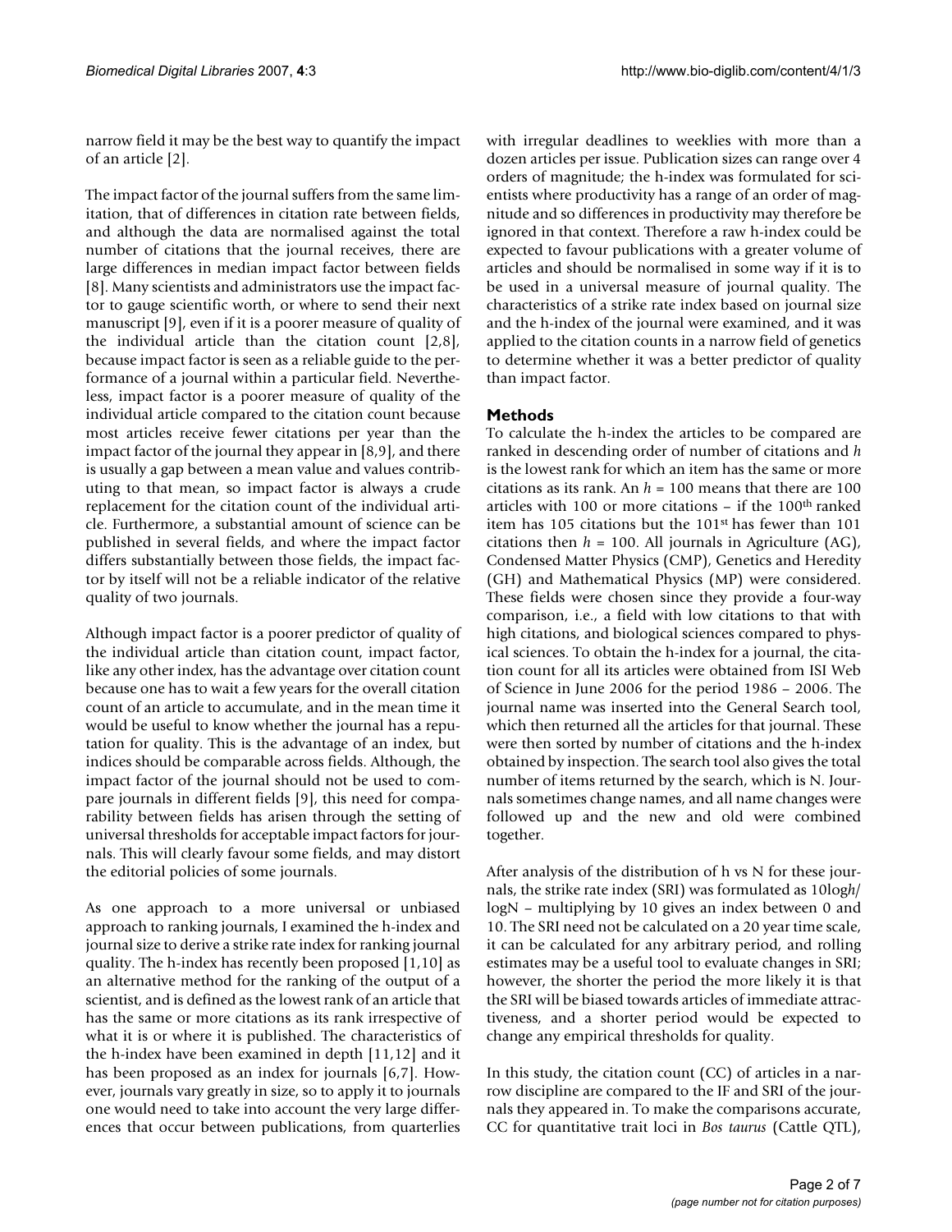narrow field it may be the best way to quantify the impact of an article [2].

The impact factor of the journal suffers from the same limitation, that of differences in citation rate between fields, and although the data are normalised against the total number of citations that the journal receives, there are large differences in median impact factor between fields [8]. Many scientists and administrators use the impact factor to gauge scientific worth, or where to send their next manuscript [9], even if it is a poorer measure of quality of the individual article than the citation count [2,8], because impact factor is seen as a reliable guide to the performance of a journal within a particular field. Nevertheless, impact factor is a poorer measure of quality of the individual article compared to the citation count because most articles receive fewer citations per year than the impact factor of the journal they appear in [8,9], and there is usually a gap between a mean value and values contributing to that mean, so impact factor is always a crude replacement for the citation count of the individual article. Furthermore, a substantial amount of science can be published in several fields, and where the impact factor differs substantially between those fields, the impact factor by itself will not be a reliable indicator of the relative quality of two journals.

Although impact factor is a poorer predictor of quality of the individual article than citation count, impact factor, like any other index, has the advantage over citation count because one has to wait a few years for the overall citation count of an article to accumulate, and in the mean time it would be useful to know whether the journal has a reputation for quality. This is the advantage of an index, but indices should be comparable across fields. Although, the impact factor of the journal should not be used to compare journals in different fields [9], this need for comparability between fields has arisen through the setting of universal thresholds for acceptable impact factors for journals. This will clearly favour some fields, and may distort the editorial policies of some journals.

As one approach to a more universal or unbiased approach to ranking journals, I examined the h-index and journal size to derive a strike rate index for ranking journal quality. The h-index has recently been proposed [1,10] as an alternative method for the ranking of the output of a scientist, and is defined as the lowest rank of an article that has the same or more citations as its rank irrespective of what it is or where it is published. The characteristics of the h-index have been examined in depth [11,12] and it has been proposed as an index for journals [6,7]. However, journals vary greatly in size, so to apply it to journals one would need to take into account the very large differences that occur between publications, from quarterlies with irregular deadlines to weeklies with more than a dozen articles per issue. Publication sizes can range over 4 orders of magnitude; the h-index was formulated for scientists where productivity has a range of an order of magnitude and so differences in productivity may therefore be ignored in that context. Therefore a raw h-index could be expected to favour publications with a greater volume of articles and should be normalised in some way if it is to be used in a universal measure of journal quality. The characteristics of a strike rate index based on journal size and the h-index of the journal were examined, and it was applied to the citation counts in a narrow field of genetics to determine whether it was a better predictor of quality than impact factor.

## Methods

To calculate the h-index the articles to be compared are ranked in descending order of number of citations and $h$ is the lowest rank for which an item has the same or more citations as its rank. An $h = 100$ means that there are 100 articles with 100 or more citations – if the 100[th] ranked item has 105 citations but the 101[st] has fewer than 101 citations then $h = 100$. All journals in Agriculture (AG), Condensed Matter Physics (CMP), Genetics and Heredity (GH) and Mathematical Physics (MP) were considered. These fields were chosen since they provide a four-way comparison, i.e., a field with low citations to that with high citations, and biological sciences compared to physical sciences. To obtain the h-index for a journal, the citation count for all its articles were obtained from ISI Web of Science in June 2006 for the period 1986 – 2006. The journal name was inserted into the General Search tool, which then returned all the articles for that journal. These were then sorted by number of citations and the h-index obtained by inspection. The search tool also gives the total number of items returned by the search, which is N. Journals sometimes change names, and all name changes were followed up and the new and old were combined together.

After analysis of the distribution of h vs N for these journals, the strike rate index (SRI) was formulated as $10\log h/\log N$ – multiplying by 10 gives an index between 0 and 10. The SRI need not be calculated on a 20 year time scale, it can be calculated for any arbitrary period, and rolling estimates may be a useful tool to evaluate changes in SRI; however, the shorter the period the more likely it is that the SRI will be biased towards articles of immediate attractiveness, and a shorter period would be expected to change any empirical thresholds for quality.

In this study, the citation count (CC) of articles in a narrow discipline are compared to the IF and SRI of the journals they appeared in. To make the comparisons accurate, CC for quantitative trait loci in *Bos taurus* (Cattle QTL),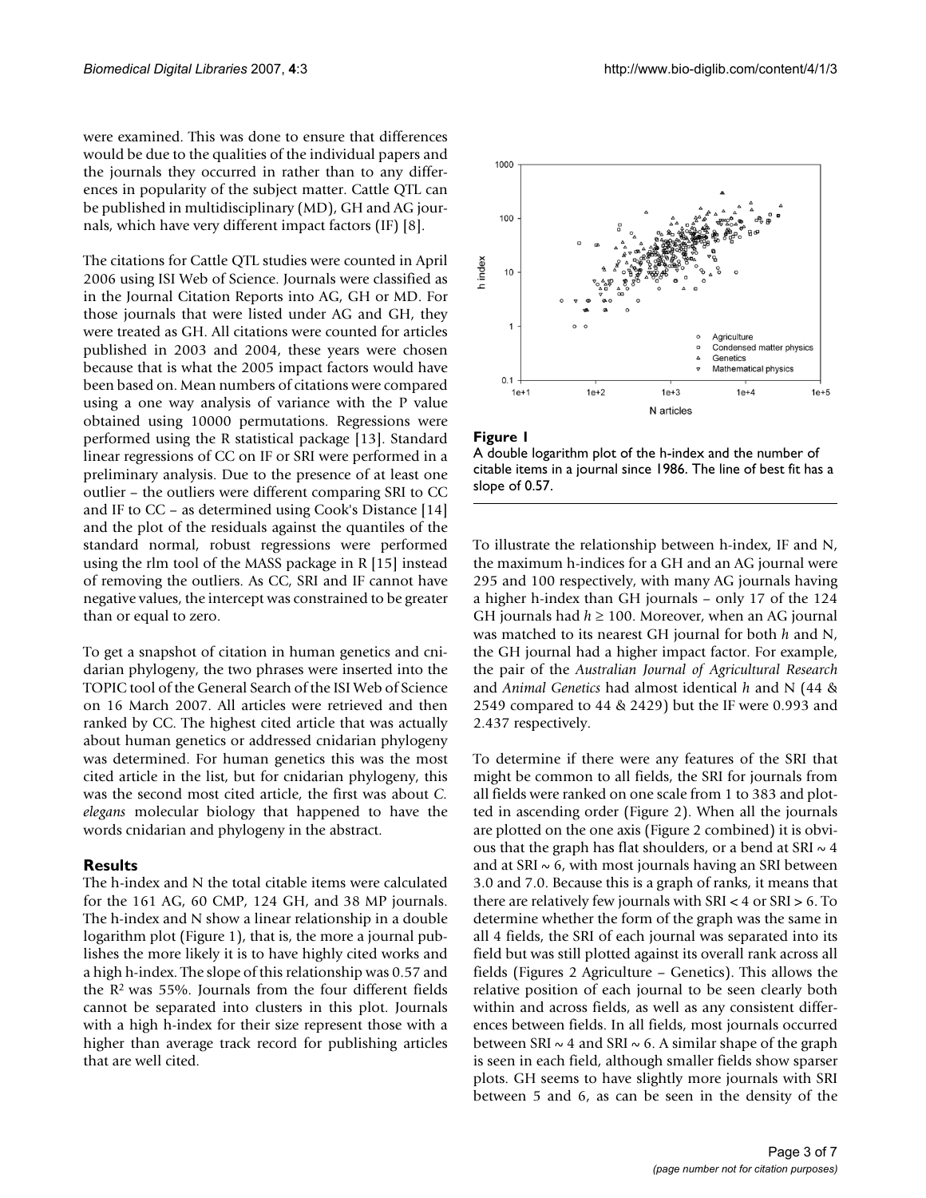were examined. This was done to ensure that differences would be due to the qualities of the individual papers and the journals they occurred in rather than to any differences in popularity of the subject matter. Cattle QTL can be published in multidisciplinary (MD), GH and AG journals, which have very different impact factors (IF) [8].

The citations for Cattle QTL studies were counted in April 2006 using ISI Web of Science. Journals were classified as in the Journal Citation Reports into AG, GH or MD. For those journals that were listed under AG and GH, they were treated as GH. All citations were counted for articles published in 2003 and 2004, these years were chosen because that is what the 2005 impact factors would have been based on. Mean numbers of citations were compared using a one way analysis of variance with the P value obtained using 10000 permutations. Regressions were performed using the R statistical package [13]. Standard linear regressions of CC on IF or SRI were performed in a preliminary analysis. Due to the presence of at least one outlier – the outliers were different comparing SRI to CC and IF to CC – as determined using Cook's Distance [14] and the plot of the residuals against the quantiles of the standard normal, robust regressions were performed using the rlm tool of the MASS package in R [15] instead of removing the outliers. As CC, SRI and IF cannot have negative values, the intercept was constrained to be greater than or equal to zero.

To get a snapshot of citation in human genetics and cnidarian phylogeny, the two phrases were inserted into the TOPIC tool of the General Search of the ISI Web of Science on 16 March 2007. All articles were retrieved and then ranked by CC. The highest cited article that was actually about human genetics or addressed cnidarian phylogeny was determined. For human genetics this was the most cited article in the list, but for cnidarian phylogeny, this was the second most cited article, the first was about *C. elegans* molecular biology that happened to have the words cnidarian and phylogeny in the abstract.

## Results

The h-index and N the total citable items were calculated for the 161 AG, 60 CMP, 124 GH, and 38 MP journals. The h-index and N show a linear relationship in a double logarithm plot (Figure 1), that is, the more a journal publishes the more likely it is to have highly cited works and a high h-index. The slope of this relationship was 0.57 and the $R^2$ was 55%. Journals from the four different fields cannot be separated into clusters in this plot. Journals with a high h-index for their size represent those with a higher than average track record for publishing articles that are well cited.

**Figure 1**
A double logarithm plot of the h-index and the number of citable items in a journal since 1986. The line of best fit has a slope of 0.57.

To illustrate the relationship between h-index, IF and N, the maximum h-indices for a GH and an AG journal were 295 and 100 respectively, with many AG journals having a higher h-index than GH journals – only 17 of the 124 GH journals had $h \geq 100$. Moreover, when an AG journal was matched to its nearest GH journal for both *h* and N, the GH journal had a higher impact factor. For example, the pair of the *Australian Journal of Agricultural Research* and *Animal Genetics* had almost identical *h* and N (44 & 2549 compared to 44 & 2429) but the IF were 0.993 and 2.437 respectively.

To determine if there were any features of the SRI that might be common to all fields, the SRI for journals from all fields were ranked on one scale from 1 to 383 and plotted in ascending order (Figure 2). When all the journals are plotted on the one axis (Figure 2 combined) it is obvious that the graph has flat shoulders, or a bend at SRI ~ 4 and at SRI ~ 6, with most journals having an SRI between 3.0 and 7.0. Because this is a graph of ranks, it means that there are relatively few journals with SRI < 4 or SRI > 6. To determine whether the form of the graph was the same in all 4 fields, the SRI of each journal was separated into its field but was still plotted against its overall rank across all fields (Figures 2 Agriculture – Genetics). This allows the relative position of each journal to be seen clearly both within and across fields, as well as any consistent differences between fields. In all fields, most journals occurred between SRI ~ 4 and SRI ~ 6. A similar shape of the graph is seen in each field, although smaller fields show sparser plots. GH seems to have slightly more journals with SRI between 5 and 6, as can be seen in the density of the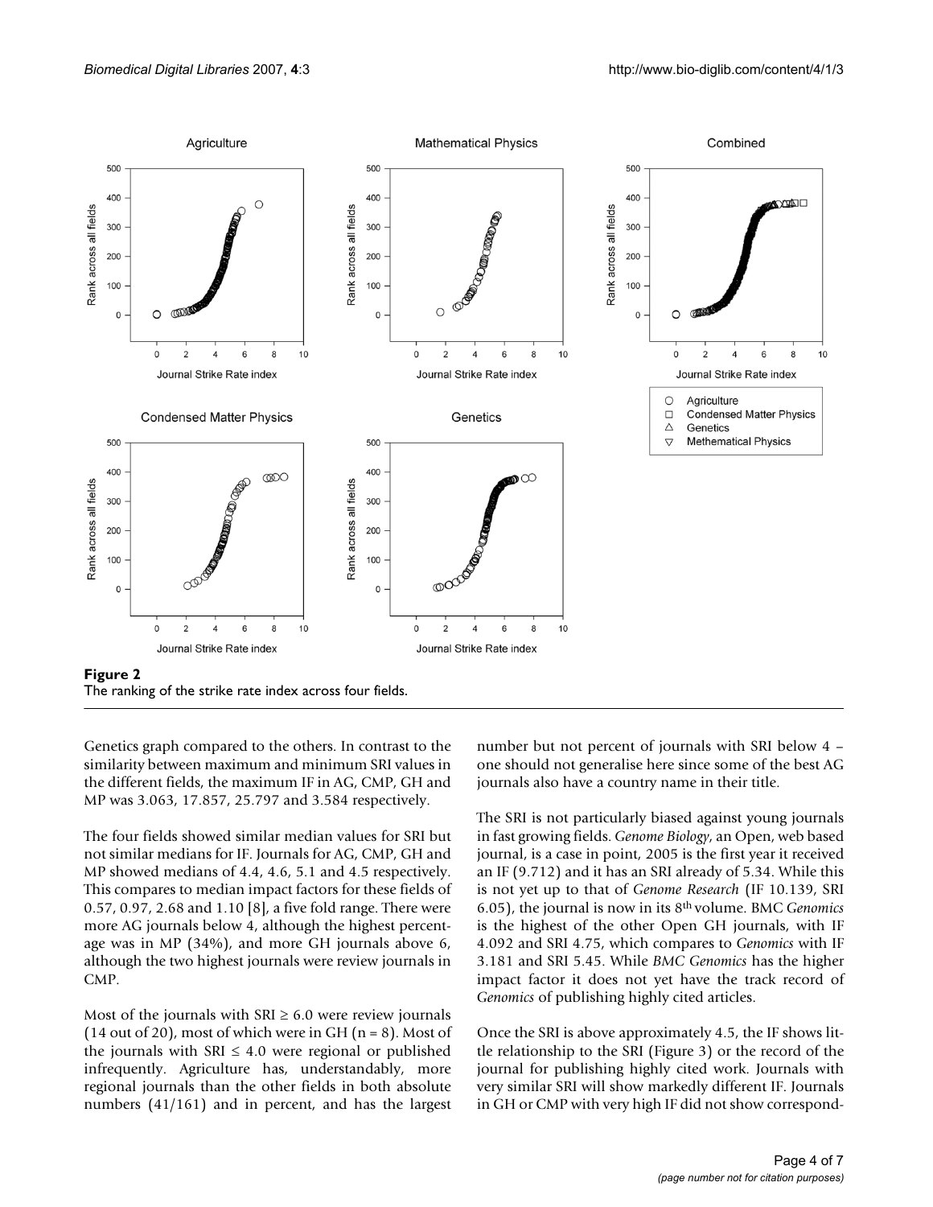**Figure 2**
The ranking of the strike rate index across four fields.

Genetics graph compared to the others. In contrast to the similarity between maximum and minimum SRI values in the different fields, the maximum IF in AG, CMP, GH and MP was 3.063, 17.857, 25.797 and 3.584 respectively.

The four fields showed similar median values for SRI but not similar medians for IF. Journals for AG, CMP, GH and MP showed medians of 4.4, 4.6, 5.1 and 4.5 respectively. This compares to median impact factors for these fields of 0.57, 0.97, 2.68 and 1.10 [8], a five fold range. There were more AG journals below 4, although the highest percentage was in MP (34%), and more GH journals above 6, although the two highest journals were review journals in CMP.

Most of the journals with SRI ≥ 6.0 were review journals (14 out of 20), most of which were in GH (n = 8). Most of the journals with SRI ≤ 4.0 were regional or published infrequently. Agriculture has, understandably, more regional journals than the other fields in both absolute numbers (41/161) and in percent, and has the largest number but not percent of journals with SRI below 4 – one should not generalise here since some of the best AG journals also have a country name in their title.

The SRI is not particularly biased against young journals in fast growing fields. *Genome Biology*, an Open, web based journal, is a case in point, 2005 is the first year it received an IF (9.712) and it has an SRI already of 5.34. While this is not yet up to that of *Genome Research* (IF 10.139, SRI 6.05), the journal is now in its 8th volume. BMC *Genomics* is the highest of the other Open GH journals, with IF 4.092 and SRI 4.75, which compares to *Genomics* with IF 3.181 and SRI 5.45. While *BMC Genomics* has the higher impact factor it does not yet have the track record of *Genomics* of publishing highly cited articles.

Once the SRI is above approximately 4.5, the IF shows little relationship to the SRI (Figure 3) or the record of the journal for publishing highly cited work. Journals with very similar SRI will show markedly different IF. Journals in GH or CMP with very high IF did not show correspond-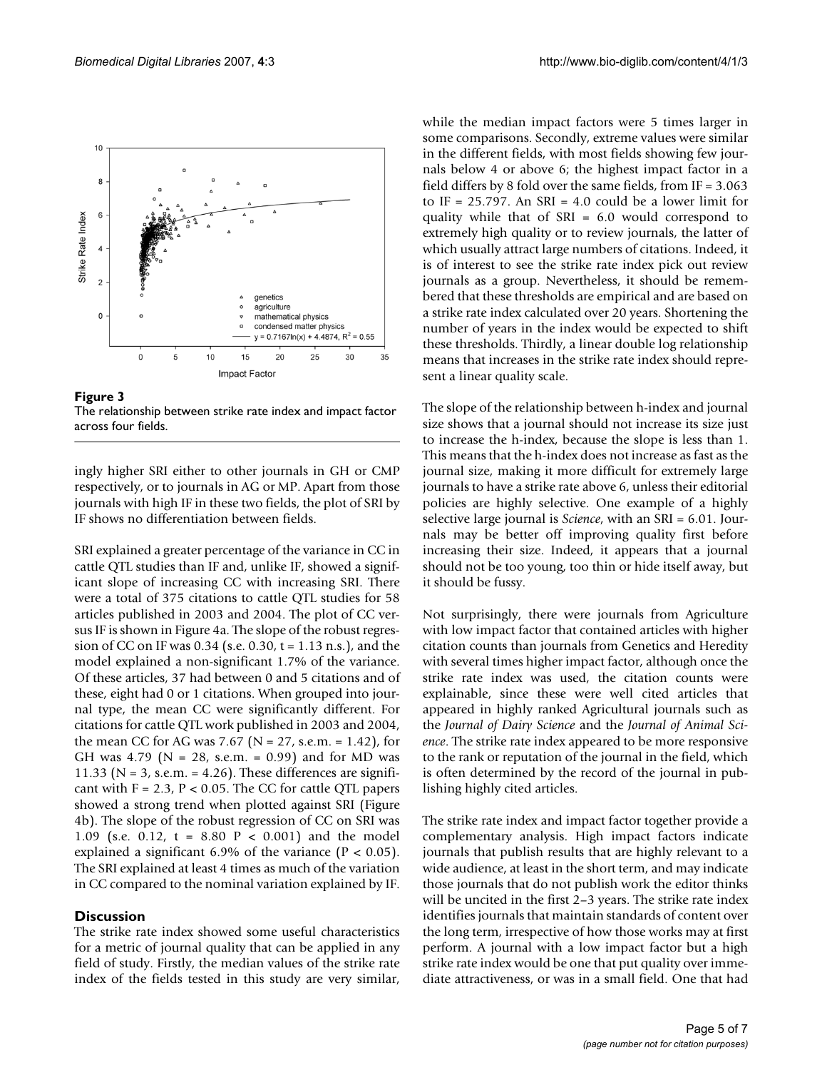**Figure 3**

The relationship between strike rate index and impact factor across four fields.

ingly higher SRI either to other journals in GH or CMP respectively, or to journals in AG or MP. Apart from those journals with high IF in these two fields, the plot of SRI by IF shows no differentiation between fields.

SRI explained a greater percentage of the variance in CC in cattle QTL studies than IF and, unlike IF, showed a significant slope of increasing CC with increasing SRI. There were a total of 375 citations to cattle QTL studies for 58 articles published in 2003 and 2004. The plot of CC versus IF is shown in Figure 4a. The slope of the robust regression of CC on IF was 0.34 (s.e. 0.30, $t = 1.13$ n.s.), and the model explained a non-significant 1.7% of the variance. Of these articles, 37 had between 0 and 5 citations and of these, eight had 0 or 1 citations. When grouped into journal type, the mean CC were significantly different. For citations for cattle QTL work published in 2003 and 2004, the mean CC for AG was 7.67 ($N = 27$, s.e.m. = 1.42), for GH was 4.79 ($N = 28$, s.e.m. = 0.99) and for MD was 11.33 ($N = 3$, s.e.m. = 4.26). These differences are significant with $F = 2.3$, $P < 0.05$. The CC for cattle QTL papers showed a strong trend when plotted against SRI (Figure 4b). The slope of the robust regression of CC on SRI was 1.09 (s.e. 0.12, $t = 8.80$ $P < 0.001$) and the model explained a significant 6.9% of the variance ($P < 0.05$). The SRI explained at least 4 times as much of the variation in CC compared to the nominal variation explained by IF.

## Discussion

The strike rate index showed some useful characteristics for a metric of journal quality that can be applied in any field of study. Firstly, the median values of the strike rate index of the fields tested in this study are very similar, while the median impact factors were 5 times larger in some comparisons. Secondly, extreme values were similar in the different fields, with most fields showing few journals below 4 or above 6; the highest impact factor in a field differs by 8 fold over the same fields, from IF = 3.063 to IF = 25.797. An SRI = 4.0 could be a lower limit for quality while that of SRI = 6.0 would correspond to extremely high quality or to review journals, the latter of which usually attract large numbers of citations. Indeed, it is of interest to see the strike rate index pick out review journals as a group. Nevertheless, it should be remembered that these thresholds are empirical and are based on a strike rate index calculated over 20 years. Shortening the number of years in the index would be expected to shift these thresholds. Thirdly, a linear double log relationship means that increases in the strike rate index should represent a linear quality scale.

The slope of the relationship between h-index and journal size shows that a journal should not increase its size just to increase the h-index, because the slope is less than 1. This means that the h-index does not increase as fast as the journal size, making it more difficult for extremely large journals to have a strike rate above 6, unless their editorial policies are highly selective. One example of a highly selective large journal is *Science*, with an SRI = 6.01. Journals may be better off improving quality first before increasing their size. Indeed, it appears that a journal should not be too young, too thin or hide itself away, but it should be fussy.

Not surprisingly, there were journals from Agriculture with low impact factor that contained articles with higher citation counts than journals from Genetics and Heredity with several times higher impact factor, although once the strike rate index was used, the citation counts were explainable, since these were well cited articles that appeared in highly ranked Agricultural journals such as the *Journal of Dairy Science* and the *Journal of Animal Science*. The strike rate index appeared to be more responsive to the rank or reputation of the journal in the field, which is often determined by the record of the journal in publishing highly cited articles.

The strike rate index and impact factor together provide a complementary analysis. High impact factors indicate journals that publish results that are highly relevant to a wide audience, at least in the short term, and may indicate those journals that do not publish work the editor thinks will be uncited in the first 2–3 years. The strike rate index identifies journals that maintain standards of content over the long term, irrespective of how those works may at first perform. A journal with a low impact factor but a high strike rate index would be one that put quality over immediate attractiveness, or was in a small field. One that had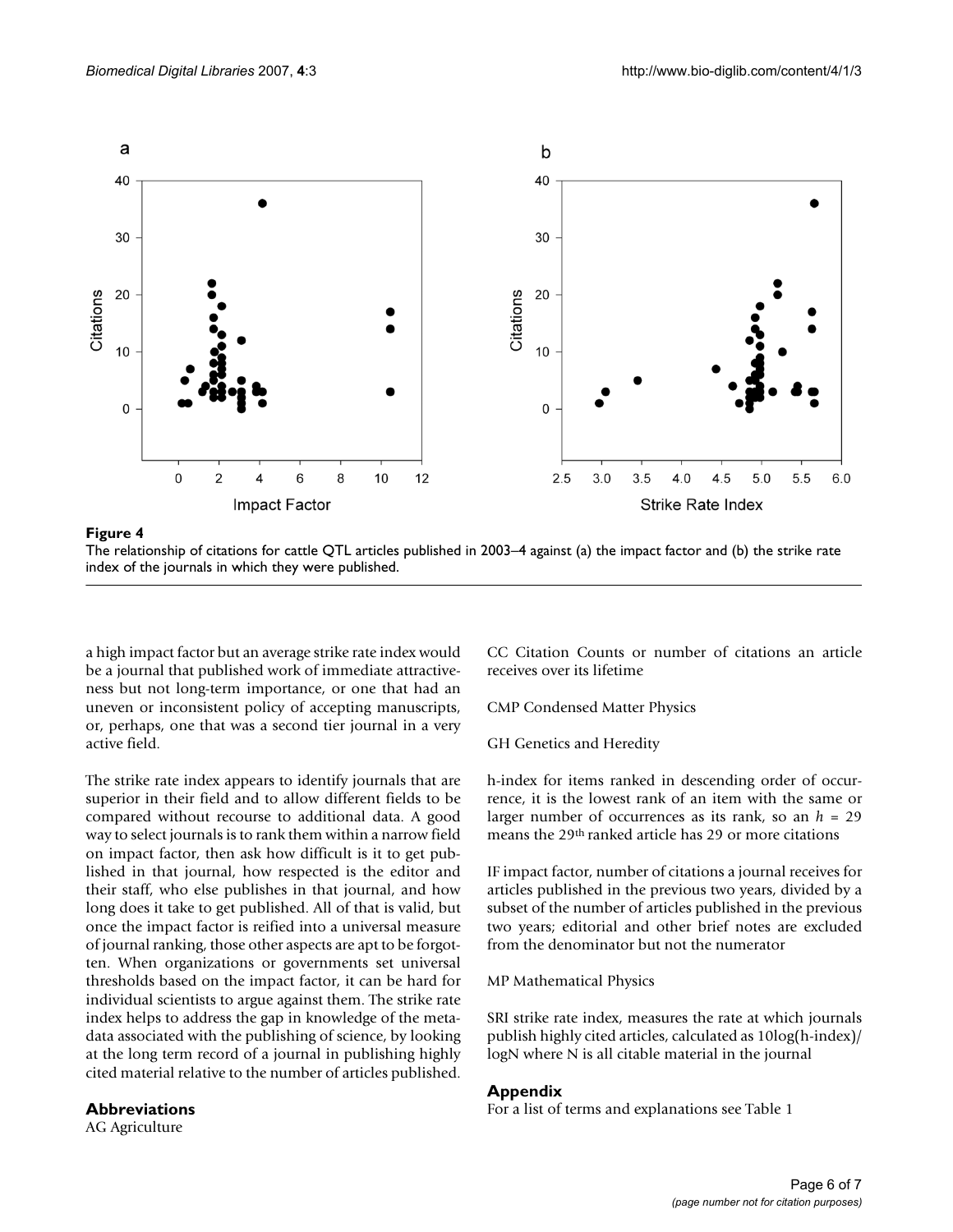**Figure 4**

The relationship of citations for cattle QTL articles published in 2003–4 against (a) the impact factor and (b) the strike rate index of the journals in which they were published.

a high impact factor but an average strike rate index would be a journal that published work of immediate attractiveness but not long-term importance, or one that had an uneven or inconsistent policy of accepting manuscripts, or, perhaps, one that was a second tier journal in a very active field.

The strike rate index appears to identify journals that are superior in their field and to allow different fields to be compared without recourse to additional data. A good way to select journals is to rank them within a narrow field on impact factor, then ask how difficult is it to get published in that journal, how respected is the editor and their staff, who else publishes in that journal, and how long does it take to get published. All of that is valid, but once the impact factor is reified into a universal measure of journal ranking, those other aspects are apt to be forgotten. When organizations or governments set universal thresholds based on the impact factor, it can be hard for individual scientists to argue against them. The strike rate index helps to address the gap in knowledge of the metadata associated with the publishing of science, by looking at the long term record of a journal in publishing highly cited material relative to the number of articles published.

## Abbreviations

AG Agriculture

CC Citation Counts or number of citations an article receives over its lifetime

CMP Condensed Matter Physics

GH Genetics and Heredity

h-index for items ranked in descending order of occurrence, it is the lowest rank of an item with the same or larger number of occurrences as its rank, so an $h$ = 29 means the 29th ranked article has 29 or more citations

IF impact factor, number of citations a journal receives for articles published in the previous two years, divided by a subset of the number of articles published in the previous two years; editorial and other brief notes are excluded from the denominator but not the numerator

MP Mathematical Physics

SRI strike rate index, measures the rate at which journals publish highly cited articles, calculated as 10log(h-index)/logN where N is all citable material in the journal

## Appendix

For a list of terms and explanations see Table 1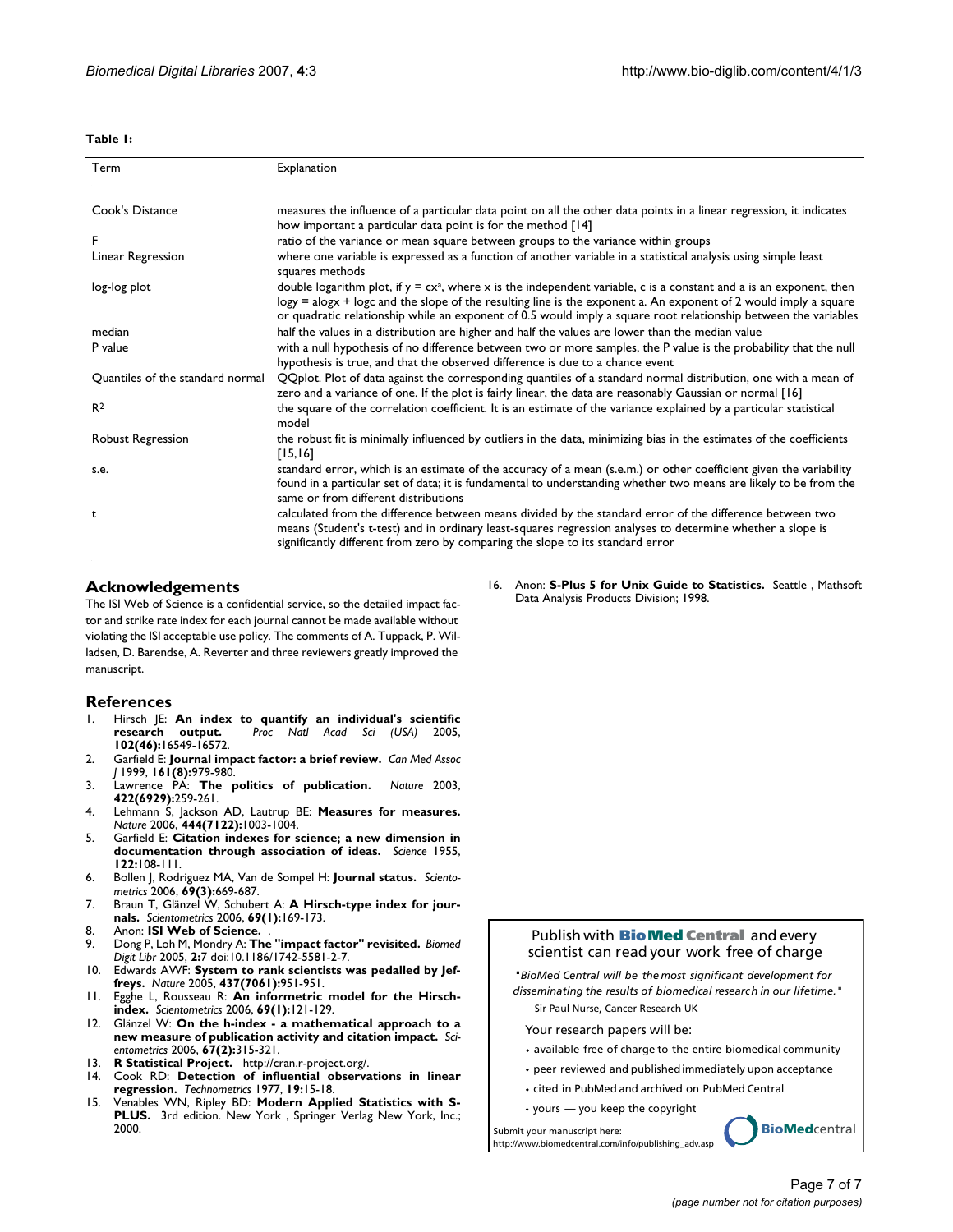**Table 1:**

| Term | Explanation |
|---|---|
| Cook's Distance | measures the influence of a particular data point on all the other data points in a linear regression, it indicates how important a particular data point is for the method [14] |
| F | ratio of the variance or mean square between groups to the variance within groups |
| Linear Regression | where one variable is expressed as a function of another variable in a statistical analysis using simple least squares methods |
| log-log plot | double logarithm plot, if $y = cx^a$, where x is the independent variable, c is a constant and a is an exponent, then logy = alogx + logc and the slope of the resulting line is the exponent a. An exponent of 2 would imply a square or quadratic relationship while an exponent of 0.5 would imply a square root relationship between the variables |
| median | half the values in a distribution are higher and half the values are lower than the median value |
| P value | with a null hypothesis of no difference between two or more samples, the P value is the probability that the null hypothesis is true, and that the observed difference is due to a chance event |
| Quantiles of the standard normal | QQplot. Plot of data against the corresponding quantiles of a standard normal distribution, one with a mean of zero and a variance of one. If the plot is fairly linear, the data are reasonably Gaussian or normal [16] |
| $R^2$ | the square of the correlation coefficient. It is an estimate of the variance explained by a particular statistical model |
| Robust Regression | the robust fit is minimally influenced by outliers in the data, minimizing bias in the estimates of the coefficients [15,16] |
| s.e. | standard error, which is an estimate of the accuracy of a mean (s.e.m.) or other coefficient given the variability found in a particular set of data; it is fundamental to understanding whether two means are likely to be from the same or from different distributions |
| t | calculated from the difference between means divided by the standard error of the difference between two means (Student's t-test) and in ordinary least-squares regression analyses to determine whether a slope is significantly different from zero by comparing the slope to its standard error |

## Acknowledgements

The ISI Web of Science is a confidential service, so the detailed impact factor and strike rate index for each journal cannot be made available without violating the ISI acceptable use policy. The comments of A. Tuppack, P. Willadsen, D. Barendse, A. Reverter and three reviewers greatly improved the manuscript.

## References

1. Hirsch JE: **An index to quantify an individual's scientific research output.** *Proc Natl Acad Sci (USA)* 2005, **102(46):**16549-16572.
2. Garfield E: **Journal impact factor: a brief review.** *Can Med Assoc J* 1999, **161(8):**979-980.
3. Lawrence PA: **The politics of publication.** *Nature* 2003, **422(6929):**259-261.
4. Lehmann S, Jackson AD, Lautrup BE: **Measures for measures.** *Nature* 2006, **444(7122):**1003-1004.
5. Garfield E: **Citation indexes for science; a new dimension in documentation through association of ideas.** *Science* 1955, **122:**108-111.
6. Bollen J, Rodriguez MA, Van de Sompel H: **Journal status.** *Scientometrics* 2006, **69(3):**669-687.
7. Braun T, Glänzel W, Schubert A: **A Hirsch-type index for journals.** *Scientometrics* 2006, **69(1):**169-173.
8. Anon: **ISI Web of Science.** .
9. Dong P, Loh M, Mondry A: **The "impact factor" revisited.** *Biomed Digit Libr* 2005, **2:**7 doi:10.1186/1742-5581-2-7.
10. Edwards AWF: **System to rank scientists was pedalled by Jeffreys.** *Nature* 2005, **437(7061):**951-951.
11. Egghe L, Rousseau R: **An informetric model for the Hirsch-index.** *Scientometrics* 2006, **69(1):**121-129.
12. Glänzel W: **On the h-index - a mathematical approach to a new measure of publication activity and citation impact.** *Scientometrics* 2006, **67(2):**315-321.
13. **R Statistical Project.** http://cran.r-project.org/.
14. Cook RD: **Detection of influential observations in linear regression.** *Technometrics* 1977, **19:**15-18.
15. Venables WN, Ripley BD: **Modern Applied Statistics with S-PLUS.** 3rd edition. New York , Springer Verlag New York, Inc.; 2000.
16. Anon: **S-Plus 5 for Unix Guide to Statistics.** Seattle , Mathsoft Data Analysis Products Division; 1998.

Publish with **BioMed Central** and every scientist can read your work free of charge

*"BioMed Central will be the most significant development for disseminating the results of biomedical research in our lifetime."*
Sir Paul Nurse, Cancer Research UK

Your research papers will be:

- available free of charge to the entire biomedical community
- peer reviewed and published immediately upon acceptance
- cited in PubMed and archived on PubMed Central
- yours — you keep the copyright

Submit your manuscript here:
http://www.biomedcentral.com/info/publishing_adv.asp

BioMedcentral